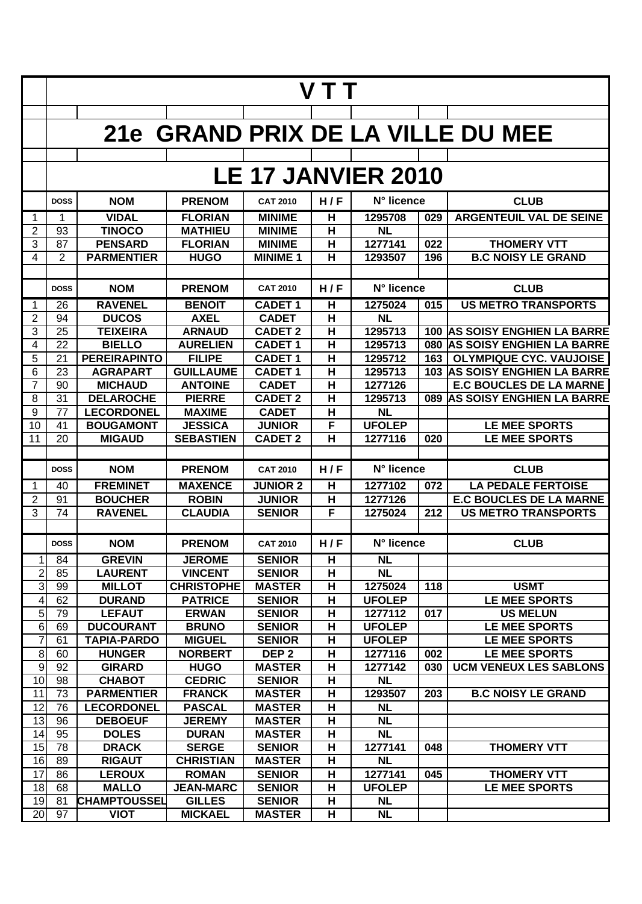# V T T

# 21e GRAND PRIX DE LA VILLE DU MEE

# LE 17 JANVIER 2010

| | DOSS | NOM | PRENOM | CAT 2010 | H / F | N° licence | | CLUB |
|---|---|---|---|---|---|---|---|---|
| 1 | 1 | VIDAL | FLORIAN | MINIME | H | 1295708 | 029 | ARGENTEUIL VAL DE SEINE |
| 2 | 93 | TINOCO | MATHIEU | MINIME | H | NL | | |
| 3 | 87 | PENSARD | FLORIAN | MINIME | H | 1277141 | 022 | THOMERY VTT |
| 4 | 2 | PARMENTIER | HUGO | MINIME 1 | H | 1293507 | 196 | B.C NOISY LE GRAND |

| | DOSS | NOM | PRENOM | CAT 2010 | H / F | N° licence | | CLUB |
|---|---|---|---|---|---|---|---|---|
| 1 | 26 | RAVENEL | BENOIT | CADET 1 | H | 1275024 | 015 | US METRO TRANSPORTS |
| 2 | 94 | DUCOS | AXEL | CADET | H | NL | | |
| 3 | 25 | TEIXEIRA | ARNAUD | CADET 2 | H | 1295713 | 100 | AS SOISY ENGHIEN LA BARRE |
| 4 | 22 | BIELLO | AURELIEN | CADET 1 | H | 1295713 | 080 | AS SOISY ENGHIEN LA BARRE |
| 5 | 21 | PEREIRAPINTO | FILIPE | CADET 1 | H | 1295712 | 163 | OLYMPIQUE CYC. VAUJOISE |
| 6 | 23 | AGRAPART | GUILLAUME | CADET 1 | H | 1295713 | 103 | AS SOISY ENGHIEN LA BARRE |
| 7 | 90 | MICHAUD | ANTOINE | CADET | H | 1277126 | | E.C BOUCLES DE LA MARNE |
| 8 | 31 | DELAROCHE | PIERRE | CADET 2 | H | 1295713 | 089 | AS SOISY ENGHIEN LA BARRE |
| 9 | 77 | LECORDONEL | MAXIME | CADET | H | NL | | |
| 10 | 41 | BOUGAMONT | JESSICA | JUNIOR | F | UFOLEP | | LE MEE SPORTS |
| 11 | 20 | MIGAUD | SEBASTIEN | CADET 2 | H | 1277116 | 020 | LE MEE SPORTS |

| | DOSS | NOM | PRENOM | CAT 2010 | H / F | N° licence | | CLUB |
|---|---|---|---|---|---|---|---|---|
| 1 | 40 | FREMINET | MAXENCE | JUNIOR 2 | H | 1277102 | 072 | LA PEDALE FERTOISE |
| 2 | 91 | BOUCHER | ROBIN | JUNIOR | H | 1277126 | | E.C BOUCLES DE LA MARNE |
| 3 | 74 | RAVENEL | CLAUDIA | SENIOR | F | 1275024 | 212 | US METRO TRANSPORTS |

| | DOSS | NOM | PRENOM | CAT 2010 | H / F | N° licence | | CLUB |
|---|---|---|---|---|---|---|---|---|
| 1 | 84 | GREVIN | JEROME | SENIOR | H | NL | | |
| 2 | 85 | LAURENT | VINCENT | SENIOR | H | NL | | |
| 3 | 99 | MILLOT | CHRISTOPHE | MASTER | H | 1275024 | 118 | USMT |
| 4 | 62 | DURAND | PATRICE | SENIOR | H | UFOLEP | | LE MEE SPORTS |
| 5 | 79 | LEFAUT | ERWAN | SENIOR | H | 1277112 | 017 | US MELUN |
| 6 | 69 | DUCOURANT | BRUNO | SENIOR | H | UFOLEP | | LE MEE SPORTS |
| 7 | 61 | TAPIA-PARDO | MIGUEL | SENIOR | H | UFOLEP | | LE MEE SPORTS |
| 8 | 60 | HUNGER | NORBERT | DEP 2 | H | 1277116 | 002 | LE MEE SPORTS |
| 9 | 92 | GIRARD | HUGO | MASTER | H | 1277142 | 030 | UCM VENEUX LES SABLONS |
| 10 | 98 | CHABOT | CEDRIC | SENIOR | H | NL | | |
| 11 | 73 | PARMENTIER | FRANCK | MASTER | H | 1293507 | 203 | B.C NOISY LE GRAND |
| 12 | 76 | LECORDONEL | PASCAL | MASTER | H | NL | | |
| 13 | 96 | DEBOEUF | JEREMY | MASTER | H | NL | | |
| 14 | 95 | DOLES | DURAN | MASTER | H | NL | | |
| 15 | 78 | DRACK | SERGE | SENIOR | H | 1277141 | 048 | THOMERY VTT |
| 16 | 89 | RIGAUT | CHRISTIAN | MASTER | H | NL | | |
| 17 | 86 | LEROUX | ROMAN | SENIOR | H | 1277141 | 045 | THOMERY VTT |
| 18 | 68 | MALLO | JEAN-MARC | SENIOR | H | UFOLEP | | LE MEE SPORTS |
| 19 | 81 | CHAMPTOUSSEL | GILLES | SENIOR | H | NL | | |
| 20 | 97 | VIOT | MICKAEL | MASTER | H | NL | | |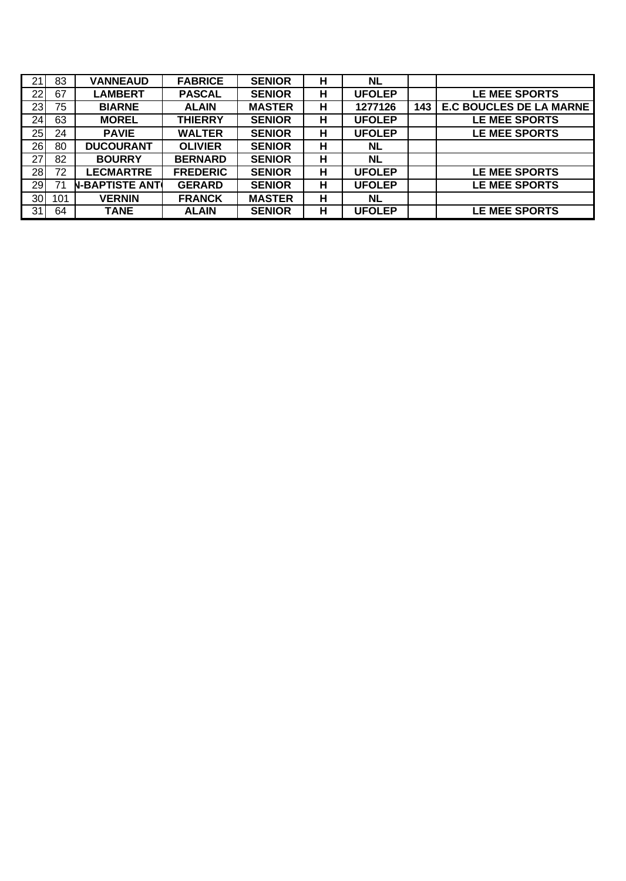| | | | | | | | | |
|---|---|---|---|---|---|---|---|---|
| 21 | 83 | VANNEAUD | FABRICE | SENIOR | H | NL | | |
| 22 | 67 | LAMBERT | PASCAL | SENIOR | H | UFOLEP | | LE MEE SPORTS |
| 23 | 75 | BIARNE | ALAIN | MASTER | H | 1277126 | 143 | E.C BOUCLES DE LA MARNE |
| 24 | 63 | MOREL | THIERRY | SENIOR | H | UFOLEP | | LE MEE SPORTS |
| 25 | 24 | PAVIE | WALTER | SENIOR | H | UFOLEP | | LE MEE SPORTS |
| 26 | 80 | DUCOURANT | OLIVIER | SENIOR | H | NL | | |
| 27 | 82 | BOURRY | BERNARD | SENIOR | H | NL | | |
| 28 | 72 | LECMARTRE | FREDERIC | SENIOR | H | UFOLEP | | LE MEE SPORTS |
| 29 | 71 | N-BAPTISTE ANT( | GERARD | SENIOR | H | UFOLEP | | LE MEE SPORTS |
| 30 | 101 | VERNIN | FRANCK | MASTER | H | NL | | |
| 31 | 64 | TANE | ALAIN | SENIOR | H | UFOLEP | | LE MEE SPORTS |